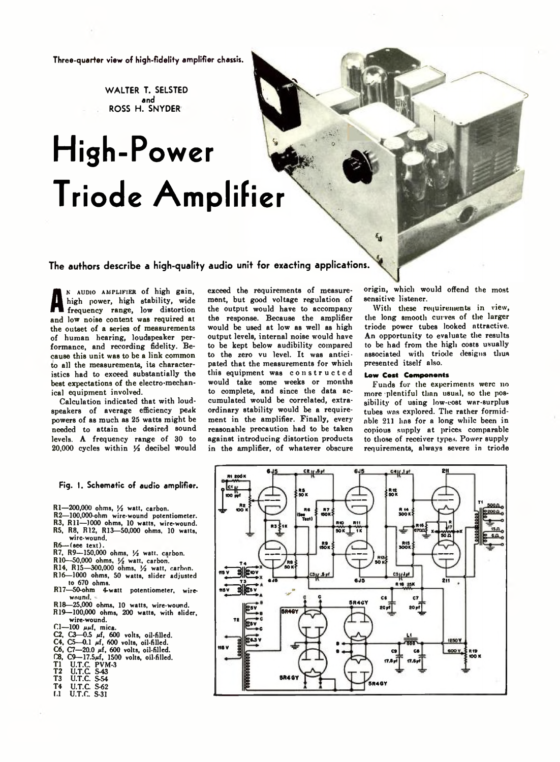Three-quarter view of high-fidelity amplifier chassis.

WALTER T. SELSTED
and
ROSS H. SNYDER

# High-Power Triode Amplifier

**The authors describe a high-quality audio unit for exacting applications.**

An audio amplifier of high gain, high power, high stability, wide frequency range, low distortion and low noise content was required at the outset of a series of measurements of human hearing, loudspeaker performance, and recording fidelity. Because this unit was to be a link common to all the measurements, its characteristics had to exceed substantially the best expectations of the electro-mechanical equipment involved.

Calculation indicated that with loudspeakers of average efficiency peak powers of as much as 25 watts might be needed to attain the desired sound levels. A frequency range of 30 to 20,000 cycles within ½ decibel would exceed the requirements of measurement, but good voltage regulation of the output would have to accompany the response. Because the amplifier would be used at low as well as high output levels, internal noise would have to be kept below audibility compared to the zero vu level. It was anticipated that the measurements for which this equipment was constructed would take some weeks or months to complete, and since the data accumulated would be correlated, extraordinary stability would be a requirement in the amplifier. Finally, every reasonable precaution had to be taken against introducing distortion products in the amplifier, of whatever obscure origin, which would offend the most sensitive listener.

With these requirements in view, the long smooth curves of the larger triode power tubes looked attractive. An opportunity to evaluate the results to be had from the high costs usually associated with triode designs thus presented itself also.

### Low Cost Components

Funds for the experiments were no more plentiful than usual, so the possibility of using low-cost war-surplus tubes was explored. The rather formidable 211 has for a long while been in copious supply at prices comparable to those of receiver types. Power supply requirements, always severe in triode

Fig. 1. Schematic of audio amplifier.

- R1—200,000 ohms, ½ watt, carbon.
- R2—100,000-ohm wire-wound potentiometer.
- R3, R11—1000 ohms, 10 watts, wire-wound.
- R5, R8, R12, R13—50,000 ohms, 10 watts, wire-wound.
- R6—(see text).
- R7, R9—150,000 ohms, ½ watt, carbon.
- R10—50,000 ohms, ½ watt, carbon.
- R14, R15—300,000 ohms, ½ watt, carbon.
- R16—1000 ohms, 50 watts, slider adjusted to 670 ohms.
- R17—50-ohm 4-watt potentiometer, wire-wound.
- R18—25,000 ohms, 10 watts, wire-wound.
- R19—100,000 ohms, 200 watts, with slider, wire-wound.
- C1—100 μμf, mica.
- C2, C3—0.5 μf, 600 volts, oil-filled.
- C4, C5—0.1 μf, 600 volts, oil-filled.
- C6, C7—20.0 μf, 600 volts, oil-filled.
- C8, C9—17.5μf, 1500 volts, oil-filled.
- T1 U.T.C. PVM-3
- T2 U.T.C. S-43
- T3 U.T.C. S-54
- T4 U.T.C. S-62
- L1 U.T.C. S-31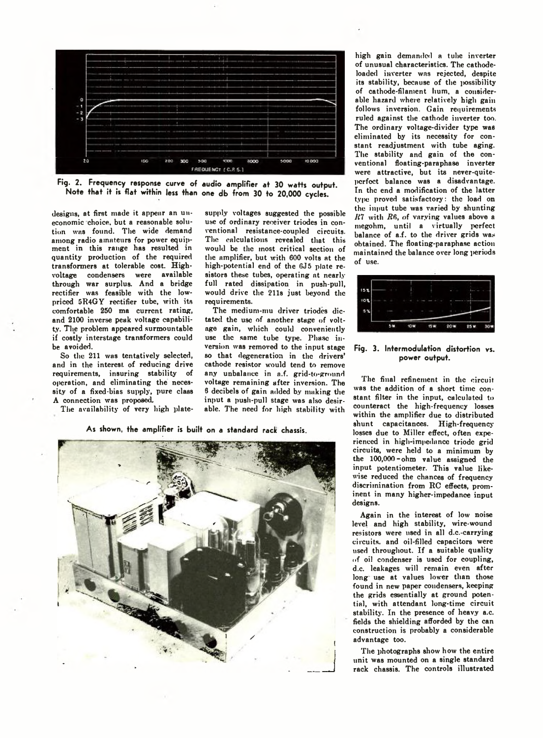Fig. 2. Frequency response curve of audio amplifier at 30 watts output. Note that it is flat within less than one db from 30 to 20,000 cycles.

designs, at first made it appear an uneconomic choice, but a reasonable solution was found. The wide demand among radio amateurs for power equipment in this range has resulted in quantity production of the required transformers at tolerable cost. High-voltage condensers were available through war surplus. And a bridge rectifier was feasible with the low-priced 5R4GY rectifier tube, with its comfortable 250 ma current rating, and 2100 inverse peak voltage capability. The problem appeared surmountable if costly interstage transformers could be avoided.

So the 211 was tentatively selected, and in the interest of reducing drive requirements, insuring stability of operation, and eliminating the necessity of a fixed-bias supply, pure class A connection was proposed.

The availability of very high plate-supply voltages suggested the possible use of ordinary receiver triodes in conventional resistance-coupled circuits. The calculations revealed that this would be the most critical section of the amplifier, but with 600 volts at the high-potential end of the 6J5 plate resistors these tubes, operating at nearly full rated dissipation in push-pull, would drive the 211s just beyond the requirements.

The medium-mu driver triodes dictated the use of another stage of voltage gain, which could conveniently use the same tube type. Phase inversion was removed to the input stage so that degeneration in the drivers' cathode resistor would tend to remove any unbalance in a.f. grid-to-ground voltage remaining after inversion. The 6 decibels of gain added by making the input a push-pull stage was also desirable. The need for high stability with high gain demanded a tube inverter of unusual characteristics. The cathode-loaded inverter was rejected, despite its stability, because of the possibility of cathode-filament hum, a considerable hazard where relatively high gain follows inversion. Gain requirements ruled against the cathode inverter too. The ordinary voltage-divider type was eliminated by its necessity for constant readjustment with tube aging. The stability and gain of the conventional floating-paraphase inverter were attractive, but its never-quite-perfect balance was a disadvantage. In the end a modification of the latter type proved satisfactory: the load on the input tube was varied by shunting *R7* with *R6*, of varying values above a megohm, until a virtually perfect balance of a.f. to the driver grids was obtained. The floating-paraphase action maintained the balance over long periods of use.

As shown, the amplifier is built on a standard rack chassis.

Fig. 3. Intermodulation distortion vs. power output.

The final refinement in the circuit was the addition of a short time constant filter in the input, calculated to counteract the high-frequency losses within the amplifier due to distributed shunt capacitances. High-frequency losses due to Miller effect, often experienced in high-impedance triode grid circuits, were held to a minimum by the 100,000-ohm value assigned the input potentiometer. This value likewise reduced the chances of frequency discrimination from RC effects, prominent in many higher-impedance input designs.

Again in the interest of low noise level and high stability, wire-wound resistors were used in all d.c.-carrying circuits, and oil-filled capacitors were used throughout. If a suitable quality of oil condenser is used for coupling, d.c. leakages will remain even after long use at values lower than those found in new paper condensers, keeping the grids essentially at ground potential, with attendant long-time circuit stability. In the presence of heavy a.c. fields the shielding afforded by the can construction is probably a considerable advantage too.

The photographs show how the entire unit was mounted on a single standard rack chassis. The controls illustrated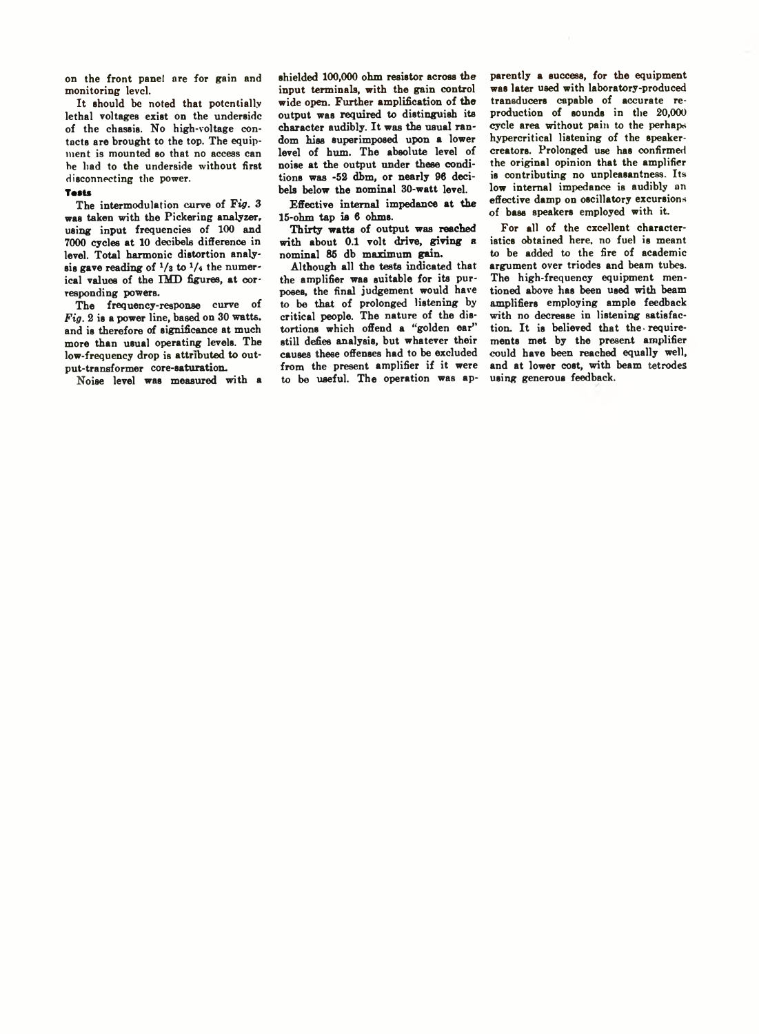on the front panel are for gain and monitoring level.

It should be noted that potentially lethal voltages exist on the underside of the chassis. No high-voltage contacts are brought to the top. The equipment is mounted so that no access can be had to the underside without first disconnecting the power.

**Tests**

The intermodulation curve of *Fig. 3* was taken with the Pickering analyzer, using input frequencies of 100 and 7000 cycles at 10 decibels difference in level. Total harmonic distortion analysis gave reading of $^1/_2$ to $^1/_4$ the numerical values of the IMD figures, at corresponding powers.

The frequency-response curve of *Fig. 2* is a power line, based on 30 watts, and is therefore of significance at much more than usual operating levels. The low-frequency drop is attributed to output-transformer core-saturation.

Noise level was measured with a shielded 100,000 ohm resistor across the input terminals, with the gain control wide open. Further amplification of the output was required to distinguish its character audibly. It was the usual random hiss superimposed upon a lower level of hum. The absolute level of noise at the output under these conditions was -52 dbm, or nearly 96 decibels below the nominal 30-watt level.

Effective internal impedance at the 15-ohm tap is 6 ohms.

Thirty watts of output was reached with about 0.1 volt drive, giving a nominal 85 db maximum gain.

Although all the tests indicated that the amplifier was suitable for its purposes, the final judgement would have to be that of prolonged listening by critical people. The nature of the distortions which offend a "golden ear" still defies analysis, but whatever their causes these offenses had to be excluded from the present amplifier if it were to be useful. The operation was apparently a success, for the equipment was later used with laboratory-produced transducers capable of accurate reproduction of sounds in the 20,000 cycle area without pain to the perhaps hypercritical listening of the speaker-creators. Prolonged use has confirmed the original opinion that the amplifier is contributing no unpleasantness. Its low internal impedance is audibly an effective damp on oscillatory excursions of bass speakers employed with it.

For all of the excellent characteristics obtained here, no fuel is meant to be added to the fire of academic argument over triodes and beam tubes. The high-frequency equipment mentioned above has been used with beam amplifiers employing ample feedback with no decrease in listening satisfaction. It is believed that the requirements met by the present amplifier could have been reached equally well, and at lower cost, with beam tetrodes using generous feedback.